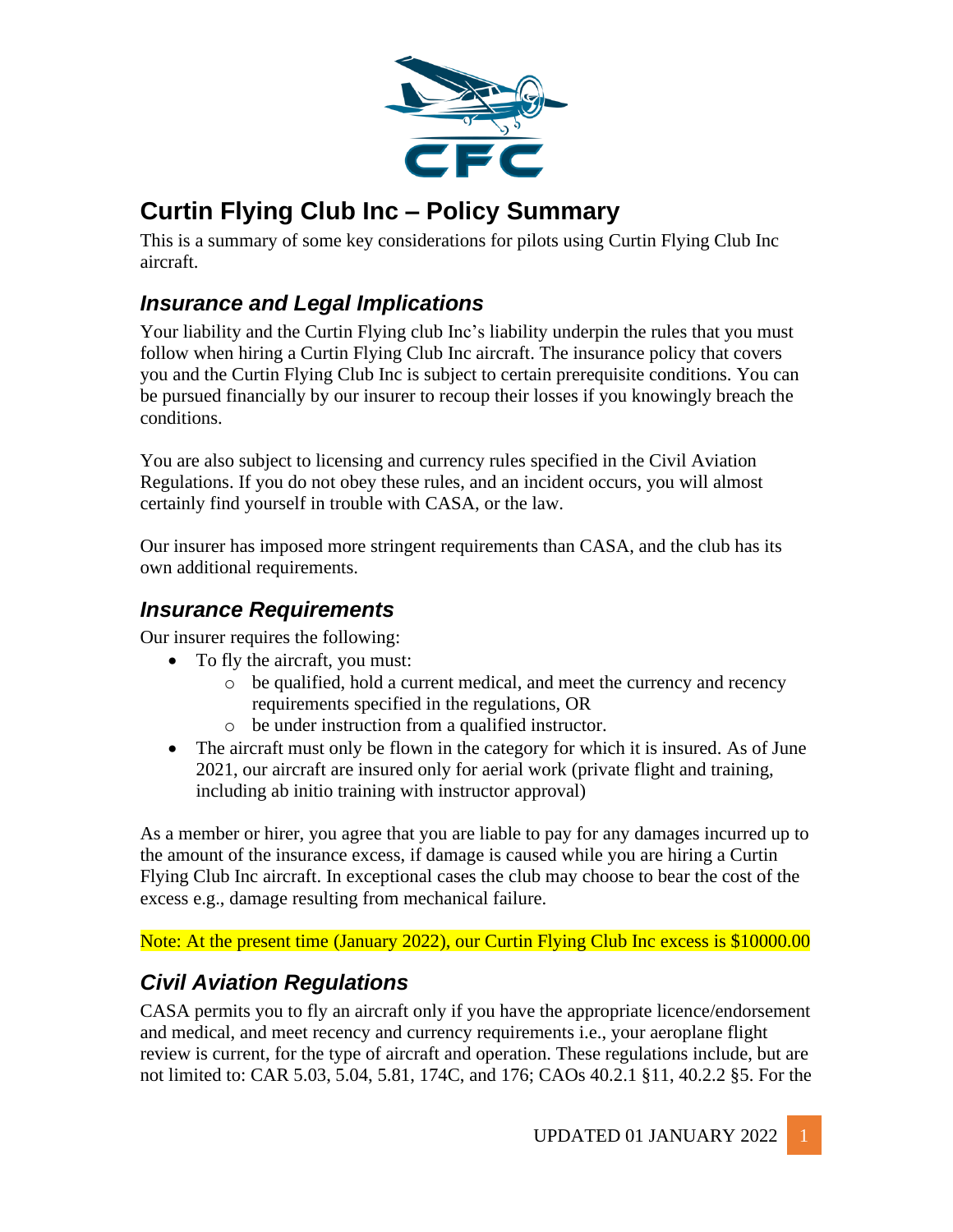# Curtin Flying Club Inc – Policy Summary

This is a summary of some key considerations for pilots using Curtin Flying Club Inc aircraft.

## *Insurance and Legal Implications*

Your liability and the Curtin Flying club Inc's liability underpin the rules that you must follow when hiring a Curtin Flying Club Inc aircraft. The insurance policy that covers you and the Curtin Flying Club Inc is subject to certain prerequisite conditions. You can be pursued financially by our insurer to recoup their losses if you knowingly breach the conditions.

You are also subject to licensing and currency rules specified in the Civil Aviation Regulations. If you do not obey these rules, and an incident occurs, you will almost certainly find yourself in trouble with CASA, or the law.

Our insurer has imposed more stringent requirements than CASA, and the club has its own additional requirements.

## *Insurance Requirements*

Our insurer requires the following:

- To fly the aircraft, you must:
  - be qualified, hold a current medical, and meet the currency and recency requirements specified in the regulations, OR
  - be under instruction from a qualified instructor.
- The aircraft must only be flown in the category for which it is insured. As of June 2021, our aircraft are insured only for aerial work (private flight and training, including ab initio training with instructor approval)

As a member or hirer, you agree that you are liable to pay for any damages incurred up to the amount of the insurance excess, if damage is caused while you are hiring a Curtin Flying Club Inc aircraft. In exceptional cases the club may choose to bear the cost of the excess e.g., damage resulting from mechanical failure.

Note: At the present time (January 2022), our Curtin Flying Club Inc excess is $10000.00

## *Civil Aviation Regulations*

CASA permits you to fly an aircraft only if you have the appropriate licence/endorsement and medical, and meet recency and currency requirements i.e., your aeroplane flight review is current, for the type of aircraft and operation. These regulations include, but are not limited to: CAR 5.03, 5.04, 5.81, 174C, and 176; CAOs 40.2.1 §11, 40.2.2 §5. For the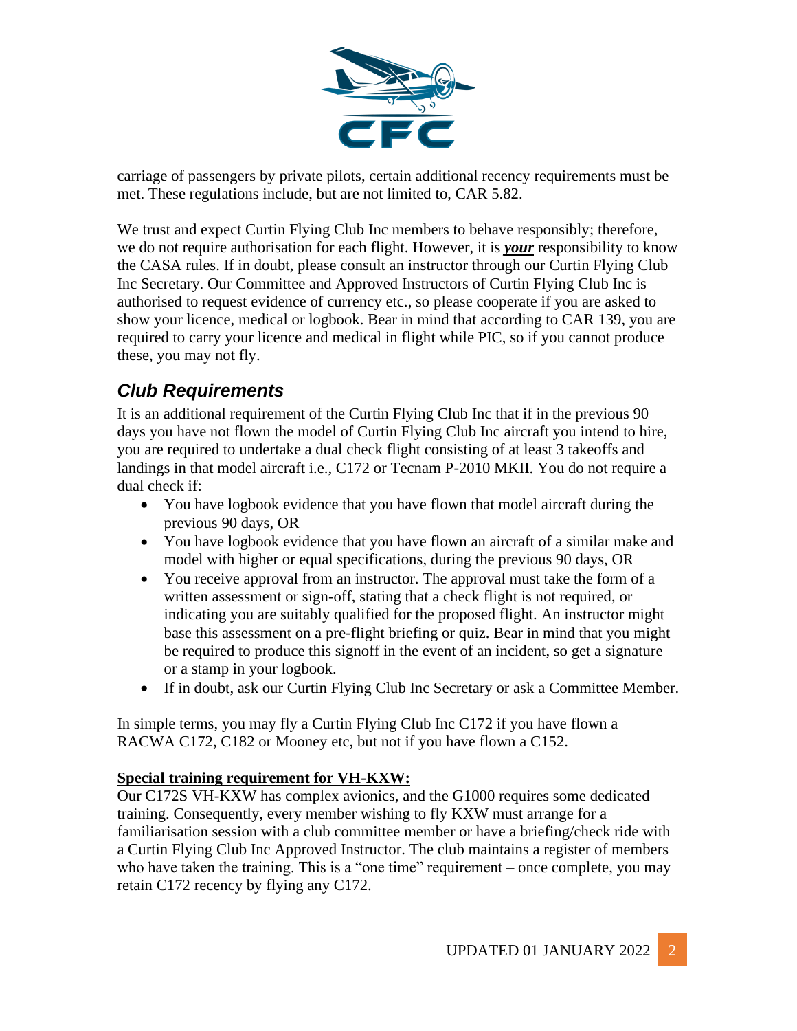carriage of passengers by private pilots, certain additional recency requirements must be met. These regulations include, but are not limited to, CAR 5.82.

We trust and expect Curtin Flying Club Inc members to behave responsibly; therefore, we do not require authorisation for each flight. However, it is ***your*** responsibility to know the CASA rules. If in doubt, please consult an instructor through our Curtin Flying Club Inc Secretary. Our Committee and Approved Instructors of Curtin Flying Club Inc is authorised to request evidence of currency etc., so please cooperate if you are asked to show your licence, medical or logbook. Bear in mind that according to CAR 139, you are required to carry your licence and medical in flight while PIC, so if you cannot produce these, you may not fly.

## *Club Requirements*

It is an additional requirement of the Curtin Flying Club Inc that if in the previous 90 days you have not flown the model of Curtin Flying Club Inc aircraft you intend to hire, you are required to undertake a dual check flight consisting of at least 3 takeoffs and landings in that model aircraft i.e., C172 or Tecnam P-2010 MKII. You do not require a dual check if:

- You have logbook evidence that you have flown that model aircraft during the previous 90 days, OR
- You have logbook evidence that you have flown an aircraft of a similar make and model with higher or equal specifications, during the previous 90 days, OR
- You receive approval from an instructor. The approval must take the form of a written assessment or sign-off, stating that a check flight is not required, or indicating you are suitably qualified for the proposed flight. An instructor might base this assessment on a pre-flight briefing or quiz. Bear in mind that you might be required to produce this signoff in the event of an incident, so get a signature or a stamp in your logbook.
- If in doubt, ask our Curtin Flying Club Inc Secretary or ask a Committee Member.

In simple terms, you may fly a Curtin Flying Club Inc C172 if you have flown a RACWA C172, C182 or Mooney etc, but not if you have flown a C152.

**Special training requirement for VH-KXW:**

Our C172S VH-KXW has complex avionics, and the G1000 requires some dedicated training. Consequently, every member wishing to fly KXW must arrange for a familiarisation session with a club committee member or have a briefing/check ride with a Curtin Flying Club Inc Approved Instructor. The club maintains a register of members who have taken the training. This is a "one time" requirement – once complete, you may retain C172 recency by flying any C172.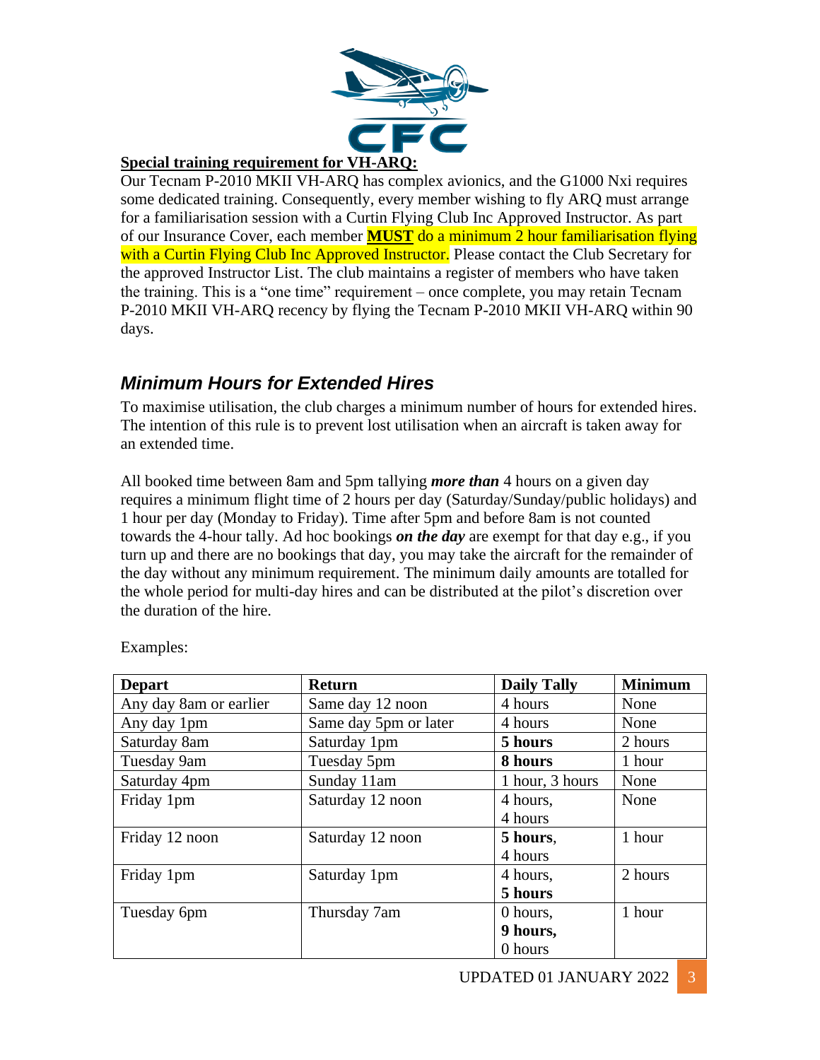**Special training requirement for VH-ARQ:**

Our Tecnam P-2010 MKII VH-ARQ has complex avionics, and the G1000 Nxi requires some dedicated training. Consequently, every member wishing to fly ARQ must arrange for a familiarisation session with a Curtin Flying Club Inc Approved Instructor. As part of our Insurance Cover, each member **MUST** do a minimum 2 hour familiarisation flying with a Curtin Flying Club Inc Approved Instructor. Please contact the Club Secretary for the approved Instructor List. The club maintains a register of members who have taken the training. This is a "one time" requirement – once complete, you may retain Tecnam P-2010 MKII VH-ARQ recency by flying the Tecnam P-2010 MKII VH-ARQ within 90 days.

## *Minimum Hours for Extended Hires*

To maximise utilisation, the club charges a minimum number of hours for extended hires. The intention of this rule is to prevent lost utilisation when an aircraft is taken away for an extended time.

All booked time between 8am and 5pm tallying ***more than*** 4 hours on a given day requires a minimum flight time of 2 hours per day (Saturday/Sunday/public holidays) and 1 hour per day (Monday to Friday). Time after 5pm and before 8am is not counted towards the 4-hour tally. Ad hoc bookings ***on the day*** are exempt for that day e.g., if you turn up and there are no bookings that day, you may take the aircraft for the remainder of the day without any minimum requirement. The minimum daily amounts are totalled for the whole period for multi-day hires and can be distributed at the pilot's discretion over the duration of the hire.

Examples:

| **Depart** | **Return** | **Daily Tally** | **Minimum** |
|---|---|---|---|
| Any day 8am or earlier | Same day 12 noon | 4 hours | None |
| Any day 1pm | Same day 5pm or later | 4 hours | None |
| Saturday 8am | Saturday 1pm | **5 hours** | 2 hours |
| Tuesday 9am | Tuesday 5pm | **8 hours** | 1 hour |
| Saturday 4pm | Sunday 11am | 1 hour, 3 hours | None |
| Friday 1pm | Saturday 12 noon | 4 hours, 4 hours | None |
| Friday 12 noon | Saturday 12 noon | **5 hours**, 4 hours | 1 hour |
| Friday 1pm | Saturday 1pm | 4 hours, **5 hours** | 2 hours |
| Tuesday 6pm | Thursday 7am | 0 hours, **9 hours,** 0 hours | 1 hour |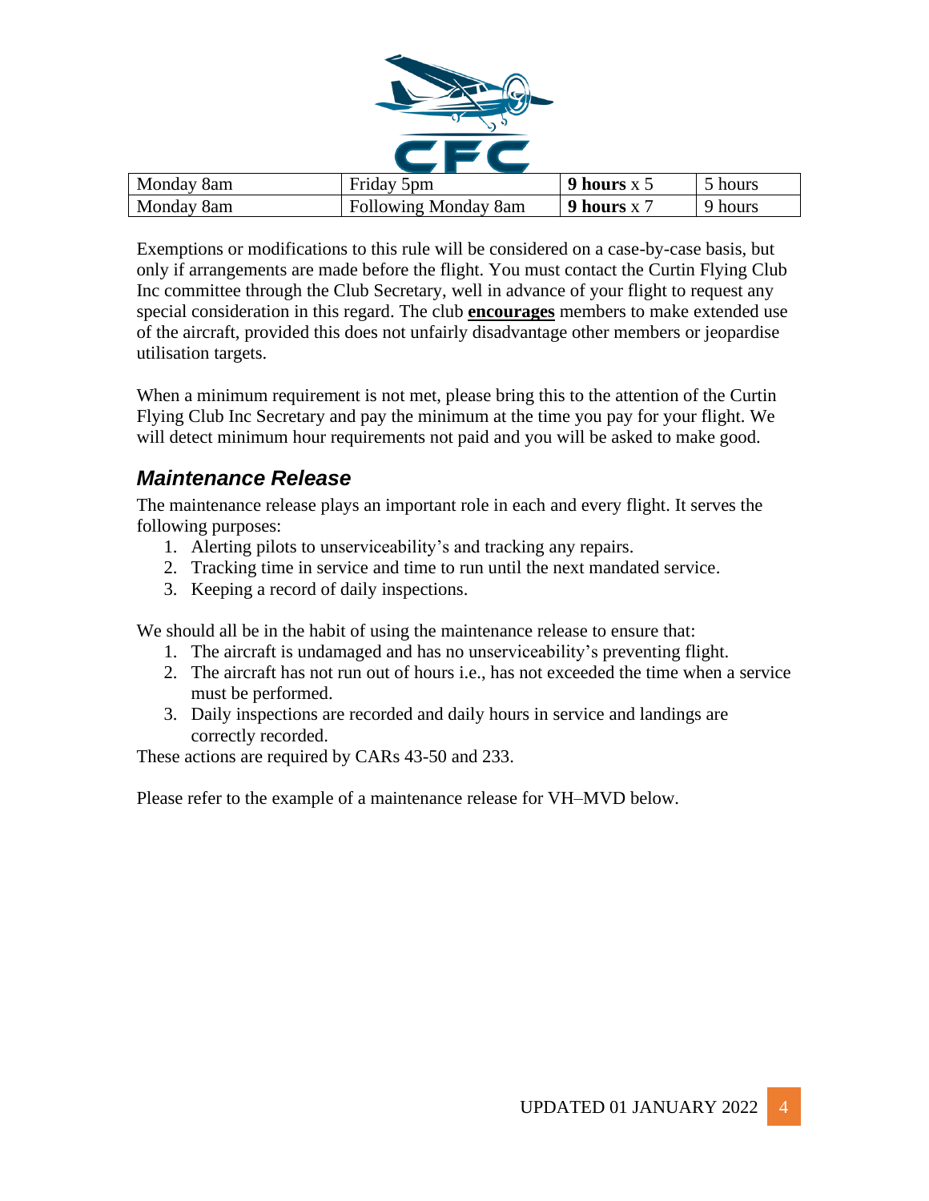| Monday 8am | Friday 5pm | **9 hours** x 5 | 5 hours |
|---|---|---|---|
| Monday 8am | Following Monday 8am | **9 hours** x 7 | 9 hours |

Exemptions or modifications to this rule will be considered on a case-by-case basis, but only if arrangements are made before the flight. You must contact the Curtin Flying Club Inc committee through the Club Secretary, well in advance of your flight to request any special consideration in this regard. The club **encourages** members to make extended use of the aircraft, provided this does not unfairly disadvantage other members or jeopardise utilisation targets.

When a minimum requirement is not met, please bring this to the attention of the Curtin Flying Club Inc Secretary and pay the minimum at the time you pay for your flight. We will detect minimum hour requirements not paid and you will be asked to make good.

## *Maintenance Release*

The maintenance release plays an important role in each and every flight. It serves the following purposes:

1. Alerting pilots to unserviceability's and tracking any repairs.
2. Tracking time in service and time to run until the next mandated service.
3. Keeping a record of daily inspections.

We should all be in the habit of using the maintenance release to ensure that:

1. The aircraft is undamaged and has no unserviceability's preventing flight.
2. The aircraft has not run out of hours i.e., has not exceeded the time when a service must be performed.
3. Daily inspections are recorded and daily hours in service and landings are correctly recorded.

These actions are required by CARs 43-50 and 233.

Please refer to the example of a maintenance release for VH–MVD below.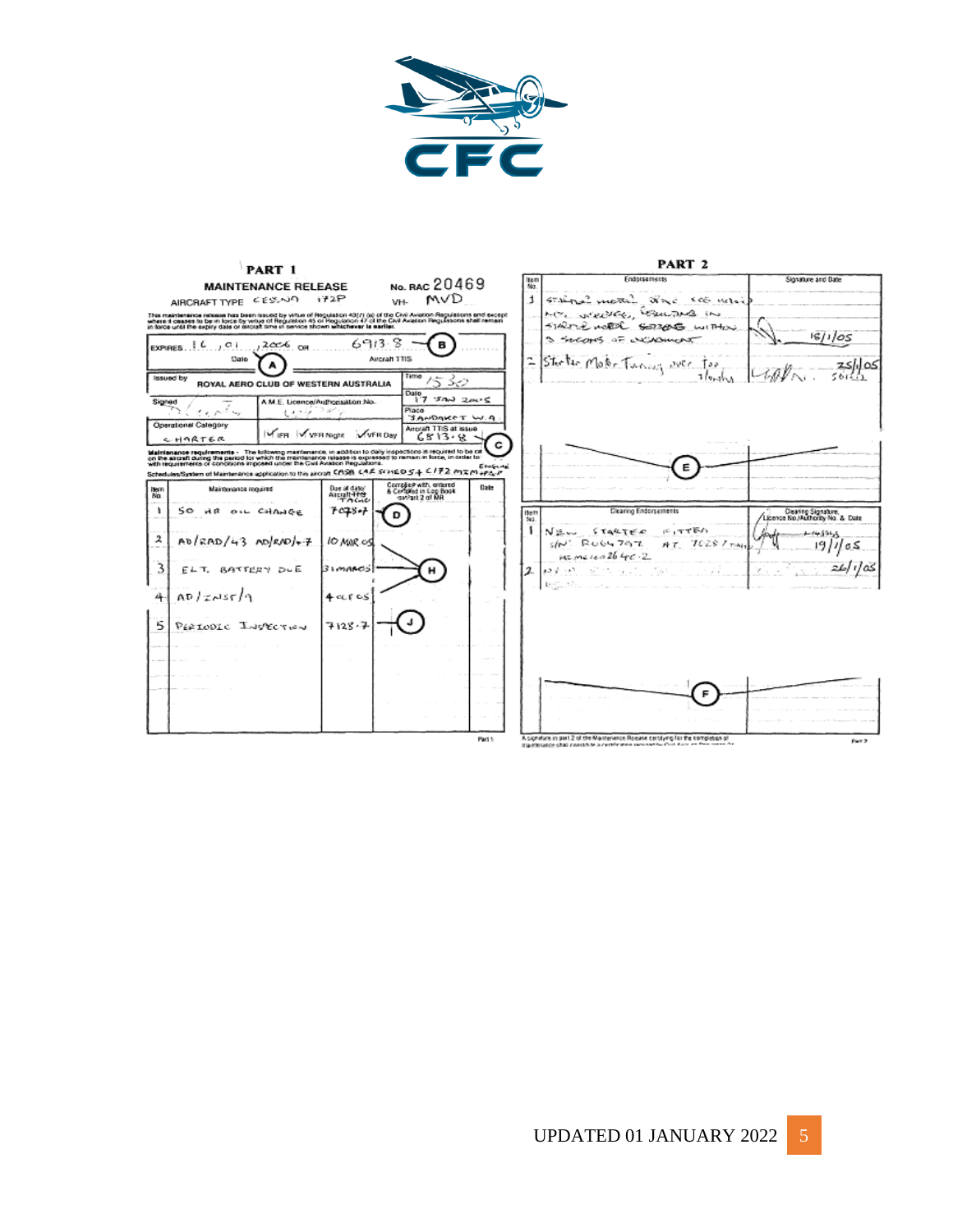## PART 1

### MAINTENANCE RELEASE

No. RAC 20469

AIRCRAFT TYPE CESSNA 172P VH- MVD

This maintenance release has been issued by virtue of Regulation 43(7) (a) of the Civil Aviation Regulations and except where it ceases to be in force by virtue of Regulation 45 or Regulation 47 of the Civil Aviation Regulations shall remain in force until the expiry date or aircraft time in service shown **whichever is earlier**.

EXPIRES 16 / 01 / 2006 OR 6913.8 (B)

Date (A) Aircraft TTIS

| Issued by | ROYAL AERO CLUB OF WESTERN AUSTRALIA | Time 1530 |
|---|---|---|
| Signed | A.M.E. Licence/Authorisation No. | Date 17 JAN 2005 |
| | | Place JANDAKOT W.A |
| Operational Category CHARTER | ✓IFR ✓VFR Night ✓VFR Day | Aircraft TTIS at issue 6513.8 (C) |

**Maintenance requirements** - The following maintenance, in addition to daily inspections is required to be carried out on the aircraft during the period for which the maintenance release is expressed to remain in force, in order to comply with requirements or conditions imposed under the Civil Aviation Regulations.

Schedules/System of Maintenance application to this aircraft CASA CAR SCHED 5 + C172 MTM + PSP ENGINE

| Item No | Maintenance required | Due at date/ Aircraft TTIS TACHO | Complied with, entered & Certified in Log Book or Part 2 of MR | Date |
|---|---|---|---|---|
| 1 | 50 HR OIL CHANGE | 7078.7 | (D) | |
| 2 | AD/RAD/43 AD/RAD/47 | 10 MAR 05 | (H) | |
| 3 | ELT. BATTERY DUE | 31 MAR 05 | (H) | |
| 4 | AD/INST/9 | 4 OCT 05 | (H) | |
| 5 | PERIODIC INSPECTION | 7125.7 | (J) | |

## PART 2

| Item No. | Endorsements | Signature and Date |
|---|---|---|
| 1 | STARTING MOTOR SLOW SEE NEW MOTOR WORKING, RESULTING IN STARTED MOTOR SEIZING WITHIN 3 SECONDS OF ENGAGEMENT | 18/1/05 |
| 2 | Starter Motor Turning over too slowly | 25/1/05 |
| | (E) | |

| Item No. | Clearing Endorsements | Clearing Signature, Licence No./Authority No. & Date |
|---|---|---|
| 1 | NEW STARTER FITTED S/N RUG4797 AT 7028.7 TACHO HOURMETER 2640.2 | 19/1/05 |
| 2 | | 26/1/05 |
| | (F) | |

A signature in part 2 of the Maintenance Release certifying for the completion of maintenance shall constitute a certification required by Civil Aviation Regulations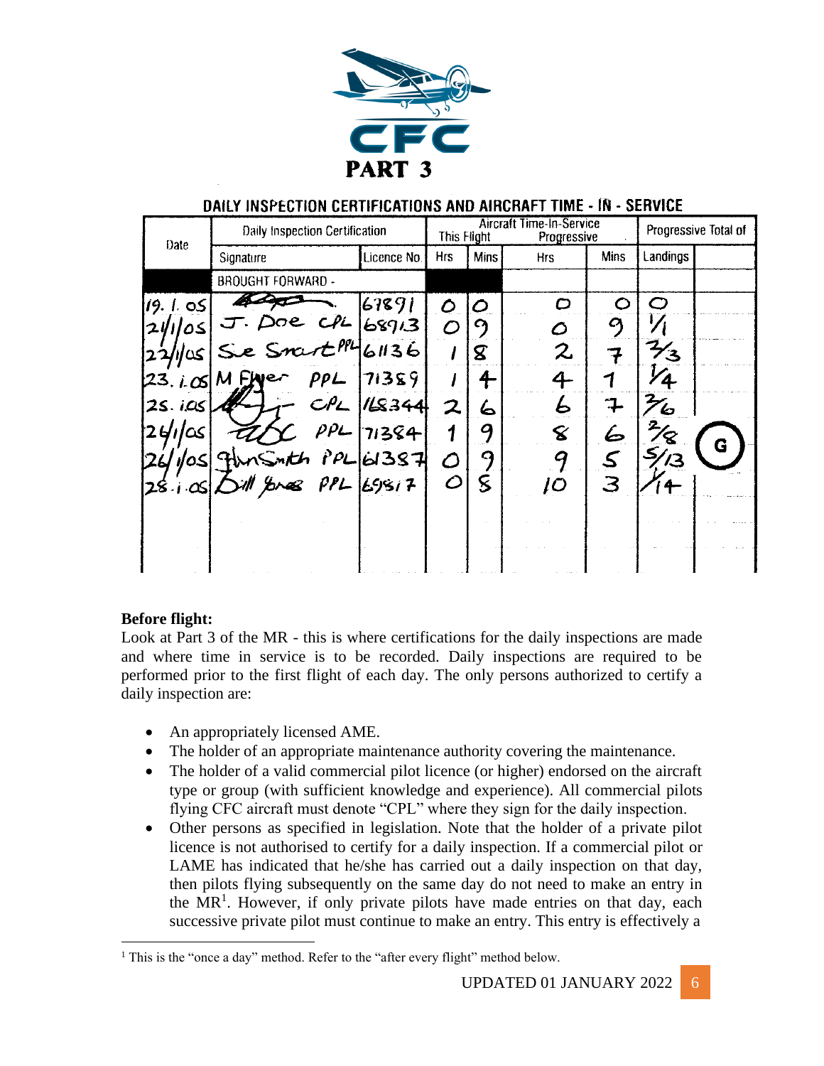# CFC

## PART 3

### DAILY INSPECTION CERTIFICATIONS AND AIRCRAFT TIME - IN - SERVICE

| Date | Daily Inspection Certification | | Aircraft Time-In-Service This Flight | | Aircraft Time-In-Service Progressive | | Progressive Total of | |
|---|---|---|---|---|---|---|---|---|
| | Signature | Licence No. | Hrs | Mins | Hrs | Mins | Landings | |
| | BROUGHT FORWARD - | | | | | | | |
| 19. 1. 05 | (signature) | 67891 | 0 | 0 | 0 | 0 | 0 | |
| 21/1/05 | J. Doe CPL | 68913 | 0 | 9 | 0 | 9 | 1/1 | |
| 22/1/05 | Sue Smart PPL | 61136 | 1 | 8 | 2 | 7 | 2/3 | |
| 23. 1. 05 | M Flyer PPL | 71359 | 1 | 4 | 4 | 1 | 1/4 | |
| 25. 1. 05 | (signature) CPL | 158344 | 2 | 6 | 6 | 7 | 2/6 | |
| 24/1/05 | (signature) PPL | 71384 | 1 | 9 | 8 | 6 | 2/8 | G |
| 26/1/05 | JhnSmith PPL | 61387 | 0 | 9 | 9 | 5 | 5/13 | |
| 28. 1. 05 | Bill Jones PPL | 69517 | 0 | 8 | 10 | 3 | 1/14 | |
| | | | | | | | | |
| | | | | | | | | |

**Before flight:**

Look at Part 3 of the MR - this is where certifications for the daily inspections are made and where time in service is to be recorded. Daily inspections are required to be performed prior to the first flight of each day. The only persons authorized to certify a daily inspection are:

- An appropriately licensed AME.
- The holder of an appropriate maintenance authority covering the maintenance.
- The holder of a valid commercial pilot licence (or higher) endorsed on the aircraft type or group (with sufficient knowledge and experience). All commercial pilots flying CFC aircraft must denote "CPL" where they sign for the daily inspection.
- Other persons as specified in legislation. Note that the holder of a private pilot licence is not authorised to certify for a daily inspection. If a commercial pilot or LAME has indicated that he/she has carried out a daily inspection on that day, then pilots flying subsequently on the same day do not need to make an entry in the MR[1]. However, if only private pilots have made entries on that day, each successive private pilot must continue to make an entry. This entry is effectively a

[1] This is the "once a day" method. Refer to the "after every flight" method below.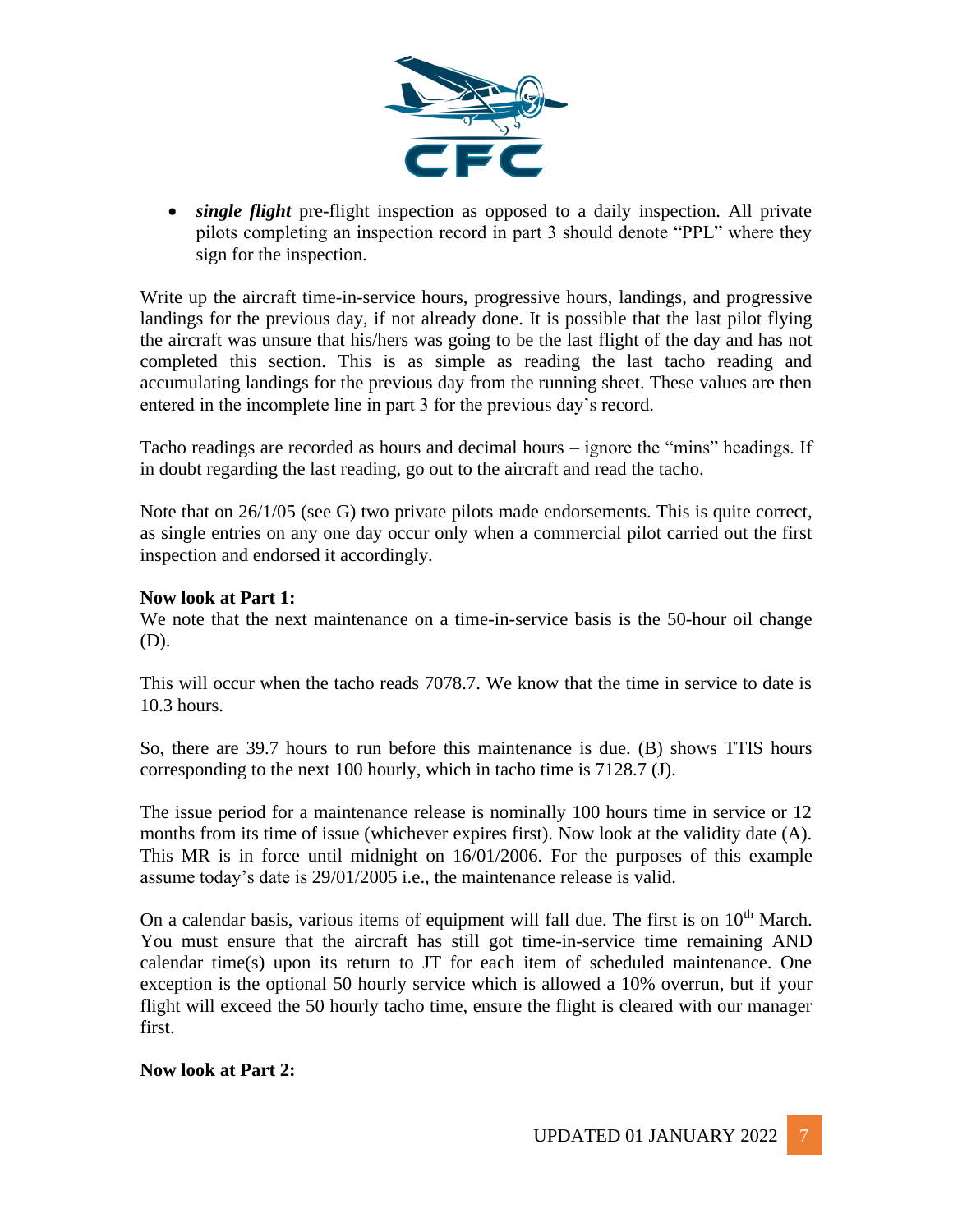- ***single flight*** pre-flight inspection as opposed to a daily inspection. All private pilots completing an inspection record in part 3 should denote "PPL" where they sign for the inspection.

Write up the aircraft time-in-service hours, progressive hours, landings, and progressive landings for the previous day, if not already done. It is possible that the last pilot flying the aircraft was unsure that his/hers was going to be the last flight of the day and has not completed this section. This is as simple as reading the last tacho reading and accumulating landings for the previous day from the running sheet. These values are then entered in the incomplete line in part 3 for the previous day's record.

Tacho readings are recorded as hours and decimal hours – ignore the "mins" headings. If in doubt regarding the last reading, go out to the aircraft and read the tacho.

Note that on 26/1/05 (see G) two private pilots made endorsements. This is quite correct, as single entries on any one day occur only when a commercial pilot carried out the first inspection and endorsed it accordingly.

**Now look at Part 1:**

We note that the next maintenance on a time-in-service basis is the 50-hour oil change (D).

This will occur when the tacho reads 7078.7. We know that the time in service to date is 10.3 hours.

So, there are 39.7 hours to run before this maintenance is due. (B) shows TTIS hours corresponding to the next 100 hourly, which in tacho time is 7128.7 (J).

The issue period for a maintenance release is nominally 100 hours time in service or 12 months from its time of issue (whichever expires first). Now look at the validity date (A). This MR is in force until midnight on 16/01/2006. For the purposes of this example assume today's date is 29/01/2005 i.e., the maintenance release is valid.

On a calendar basis, various items of equipment will fall due. The first is on 10th March. You must ensure that the aircraft has still got time-in-service time remaining AND calendar time(s) upon its return to JT for each item of scheduled maintenance. One exception is the optional 50 hourly service which is allowed a 10% overrun, but if your flight will exceed the 50 hourly tacho time, ensure the flight is cleared with our manager first.

**Now look at Part 2:**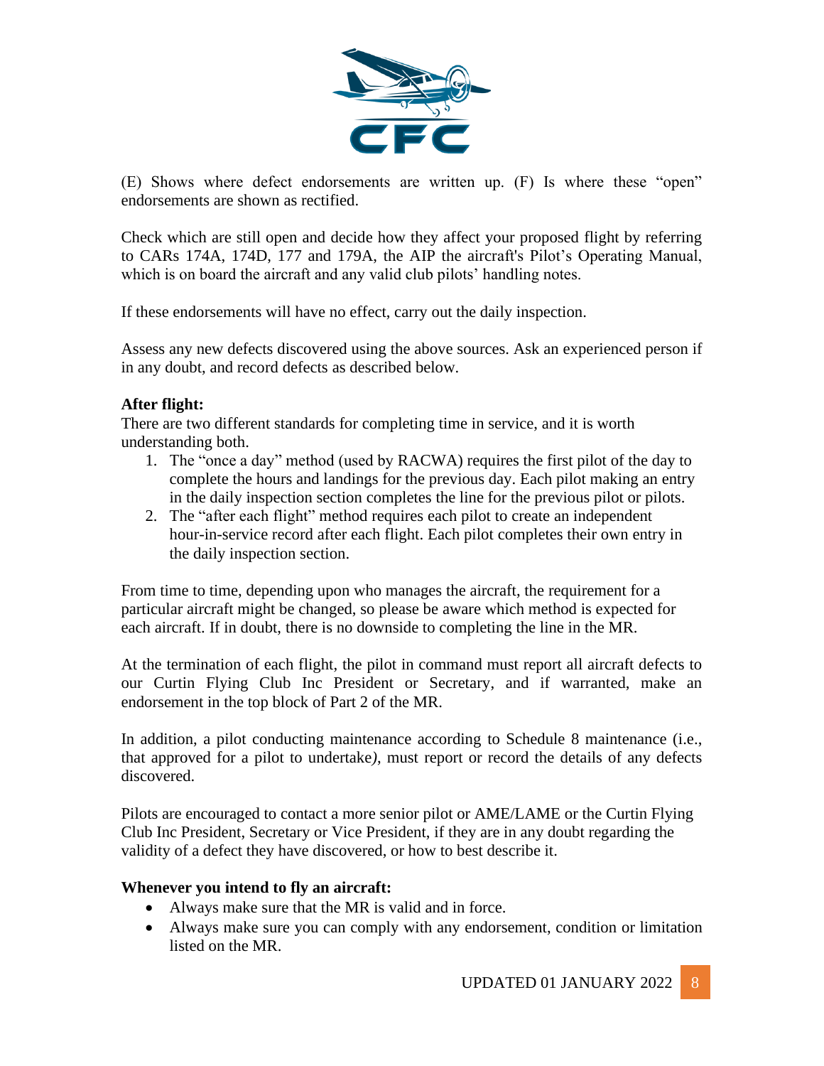(E) Shows where defect endorsements are written up. (F) Is where these "open" endorsements are shown as rectified.

Check which are still open and decide how they affect your proposed flight by referring to CARs 174A, 174D, 177 and 179A, the AIP the aircraft's Pilot's Operating Manual, which is on board the aircraft and any valid club pilots' handling notes.

If these endorsements will have no effect, carry out the daily inspection.

Assess any new defects discovered using the above sources. Ask an experienced person if in any doubt, and record defects as described below.

**After flight:**
There are two different standards for completing time in service, and it is worth understanding both.

1. The "once a day" method (used by RACWA) requires the first pilot of the day to complete the hours and landings for the previous day. Each pilot making an entry in the daily inspection section completes the line for the previous pilot or pilots.
2. The "after each flight" method requires each pilot to create an independent hour-in-service record after each flight. Each pilot completes their own entry in the daily inspection section.

From time to time, depending upon who manages the aircraft, the requirement for a particular aircraft might be changed, so please be aware which method is expected for each aircraft. If in doubt, there is no downside to completing the line in the MR.

At the termination of each flight, the pilot in command must report all aircraft defects to our Curtin Flying Club Inc President or Secretary, and if warranted, make an endorsement in the top block of Part 2 of the MR.

In addition, a pilot conducting maintenance according to Schedule 8 maintenance (i.e., that approved for a pilot to undertake*)*, must report or record the details of any defects discovered.

Pilots are encouraged to contact a more senior pilot or AME/LAME or the Curtin Flying Club Inc President, Secretary or Vice President, if they are in any doubt regarding the validity of a defect they have discovered, or how to best describe it.

**Whenever you intend to fly an aircraft:**

- Always make sure that the MR is valid and in force.
- Always make sure you can comply with any endorsement, condition or limitation listed on the MR.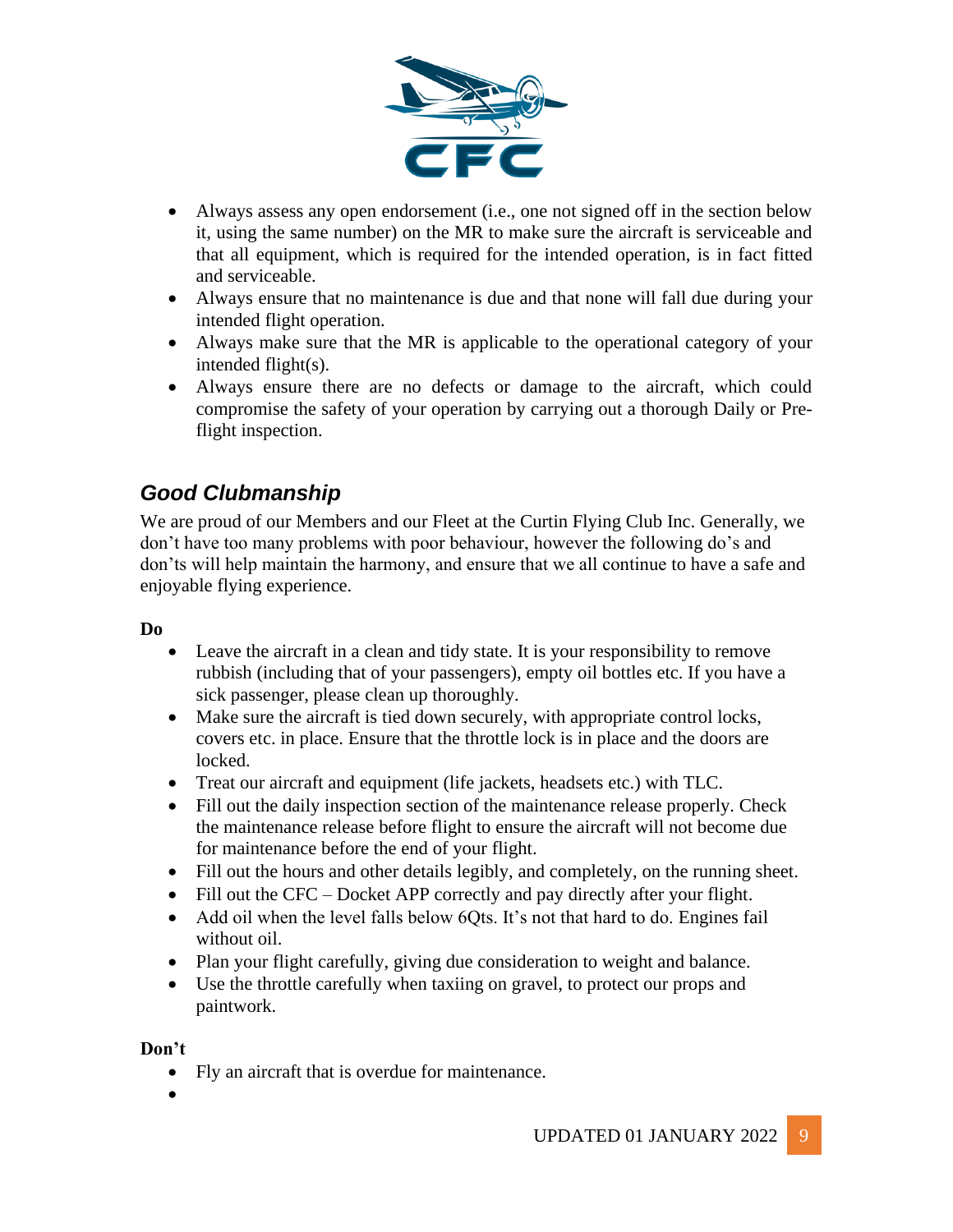- Always assess any open endorsement (i.e., one not signed off in the section below it, using the same number) on the MR to make sure the aircraft is serviceable and that all equipment, which is required for the intended operation, is in fact fitted and serviceable.
- Always ensure that no maintenance is due and that none will fall due during your intended flight operation.
- Always make sure that the MR is applicable to the operational category of your intended flight(s).
- Always ensure there are no defects or damage to the aircraft, which could compromise the safety of your operation by carrying out a thorough Daily or Pre-flight inspection.

## *Good Clubmanship*

We are proud of our Members and our Fleet at the Curtin Flying Club Inc. Generally, we don't have too many problems with poor behaviour, however the following do's and don'ts will help maintain the harmony, and ensure that we all continue to have a safe and enjoyable flying experience.

**Do**

- Leave the aircraft in a clean and tidy state. It is your responsibility to remove rubbish (including that of your passengers), empty oil bottles etc. If you have a sick passenger, please clean up thoroughly.
- Make sure the aircraft is tied down securely, with appropriate control locks, covers etc. in place. Ensure that the throttle lock is in place and the doors are locked.
- Treat our aircraft and equipment (life jackets, headsets etc.) with TLC.
- Fill out the daily inspection section of the maintenance release properly. Check the maintenance release before flight to ensure the aircraft will not become due for maintenance before the end of your flight.
- Fill out the hours and other details legibly, and completely, on the running sheet.
- Fill out the CFC – Docket APP correctly and pay directly after your flight.
- Add oil when the level falls below 6Qts. It's not that hard to do. Engines fail without oil.
- Plan your flight carefully, giving due consideration to weight and balance.
- Use the throttle carefully when taxiing on gravel, to protect our props and paintwork.

**Don't**

- Fly an aircraft that is overdue for maintenance.
-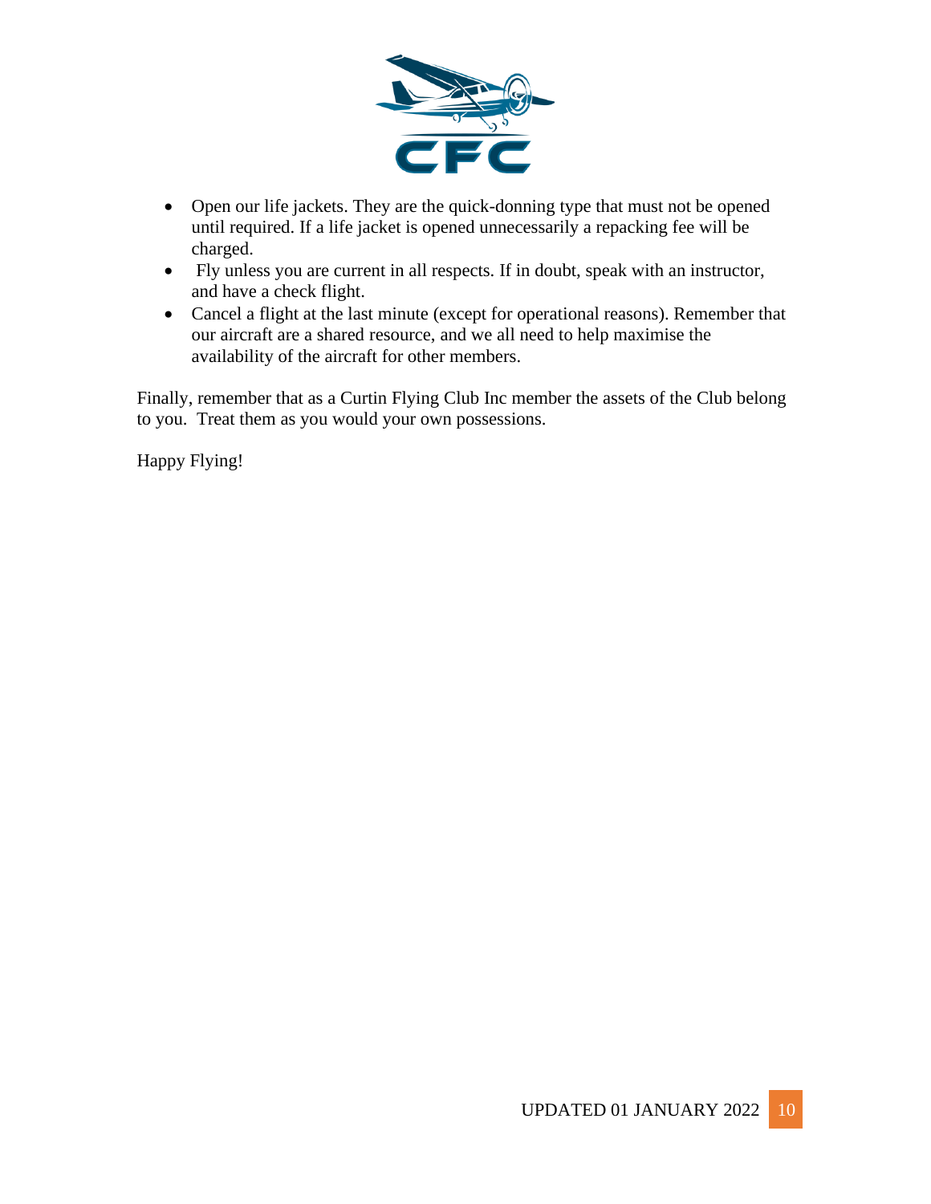- Open our life jackets. They are the quick-donning type that must not be opened until required. If a life jacket is opened unnecessarily a repacking fee will be charged.
- Fly unless you are current in all respects. If in doubt, speak with an instructor, and have a check flight.
- Cancel a flight at the last minute (except for operational reasons). Remember that our aircraft are a shared resource, and we all need to help maximise the availability of the aircraft for other members.

Finally, remember that as a Curtin Flying Club Inc member the assets of the Club belong to you. Treat them as you would your own possessions.

Happy Flying!